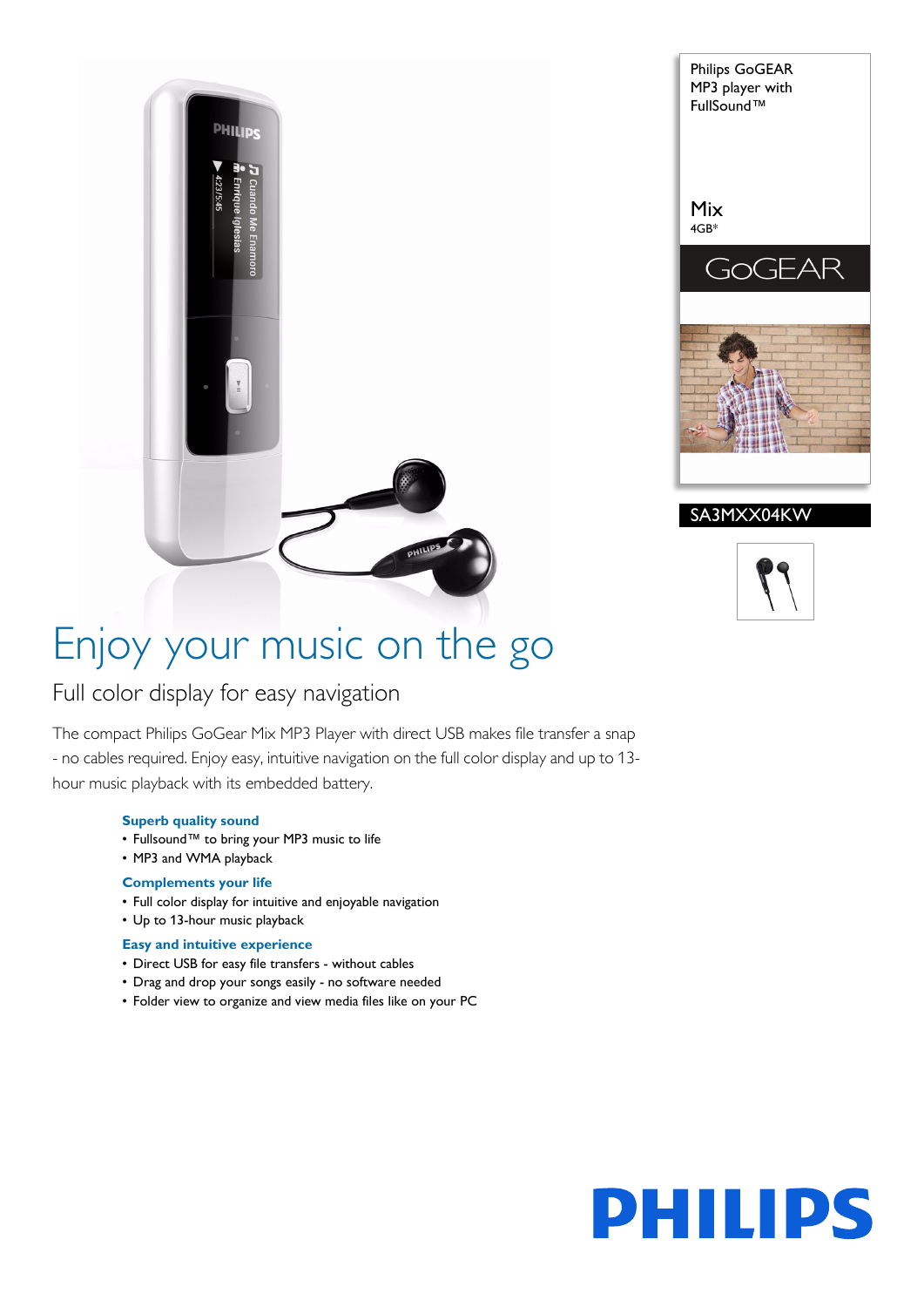Philips GoGEAR MP3 player with FullSound™

Mix
4GB*

GoGEAR

SA3MXX04KW

# Enjoy your music on the go

## Full color display for easy navigation

The compact Philips GoGear Mix MP3 Player with direct USB makes file transfer a snap - no cables required. Enjoy easy, intuitive navigation on the full color display and up to 13-hour music playback with its embedded battery.

### Superb quality sound

- Fullsound™ to bring your MP3 music to life
- MP3 and WMA playback

### Complements your life

- Full color display for intuitive and enjoyable navigation
- Up to 13-hour music playback

### Easy and intuitive experience

- Direct USB for easy file transfers - without cables
- Drag and drop your songs easily - no software needed
- Folder view to organize and view media files like on your PC

PHILIPS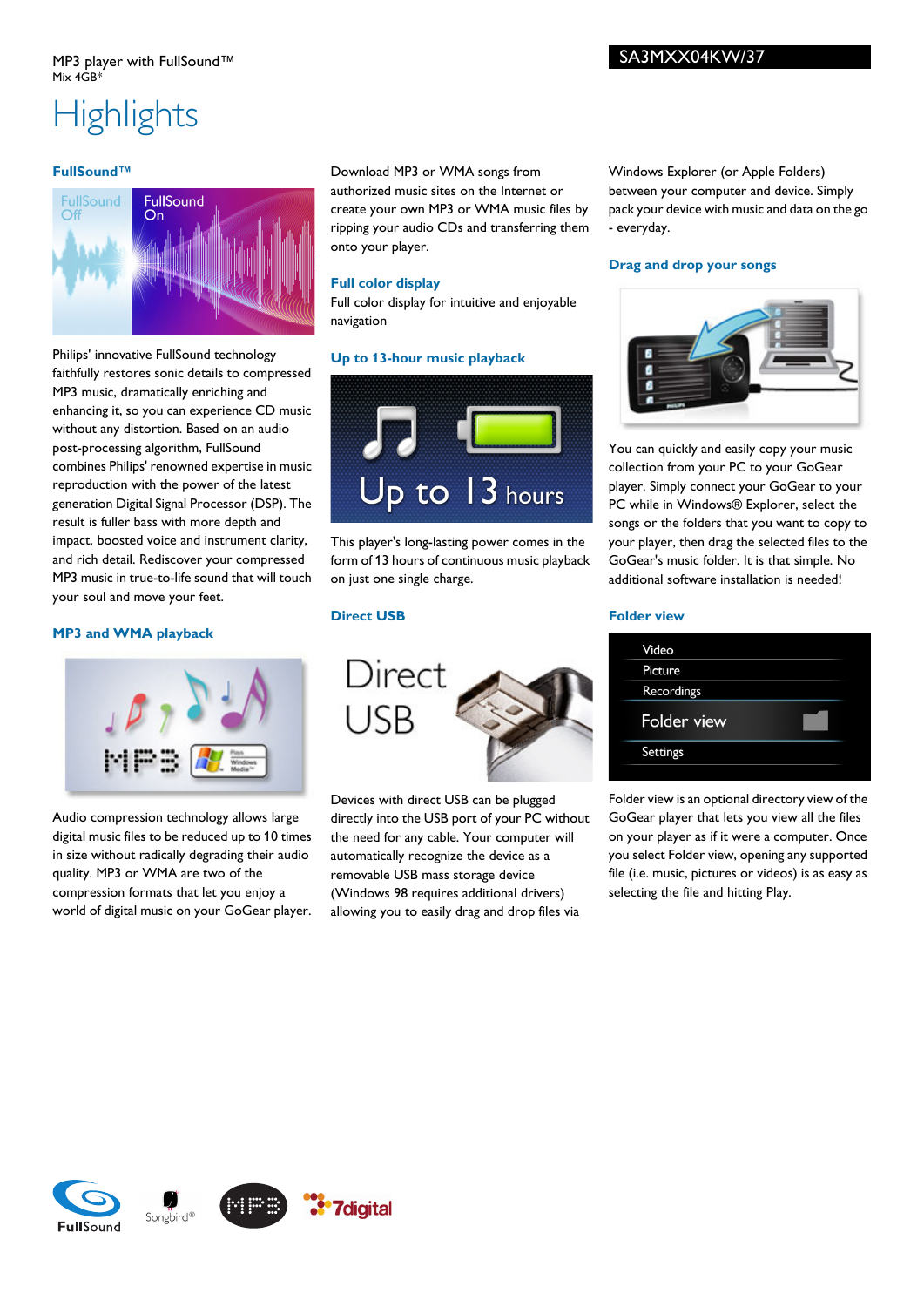MP3 player with FullSound™
Mix 4GB*

SA3MXX04KW/37

# Highlights

### FullSound™

Philips' innovative FullSound technology faithfully restores sonic details to compressed MP3 music, dramatically enriching and enhancing it, so you can experience CD music without any distortion. Based on an audio post-processing algorithm, FullSound combines Philips' renowned expertise in music reproduction with the power of the latest generation Digital Signal Processor (DSP). The result is fuller bass with more depth and impact, boosted voice and instrument clarity, and rich detail. Rediscover your compressed MP3 music in true-to-life sound that will touch your soul and move your feet.

### MP3 and WMA playback

Audio compression technology allows large digital music files to be reduced up to 10 times in size without radically degrading their audio quality. MP3 or WMA are two of the compression formats that let you enjoy a world of digital music on your GoGear player. Download MP3 or WMA songs from authorized music sites on the Internet or create your own MP3 or WMA music files by ripping your audio CDs and transferring them onto your player.

### Full color display

Full color display for intuitive and enjoyable navigation

### Up to 13-hour music playback

This player's long-lasting power comes in the form of 13 hours of continuous music playback on just one single charge.

### Direct USB

Devices with direct USB can be plugged directly into the USB port of your PC without the need for any cable. Your computer will automatically recognize the device as a removable USB mass storage device (Windows 98 requires additional drivers) allowing you to easily drag and drop files via Windows Explorer (or Apple Folders) between your computer and device. Simply pack your device with music and data on the go - everyday.

### Drag and drop your songs

You can quickly and easily copy your music collection from your PC to your GoGear player. Simply connect your GoGear to your PC while in Windows® Explorer, select the songs or the folders that you want to copy to your player, then drag the selected files to the GoGear's music folder. It is that simple. No additional software installation is needed!

### Folder view

Folder view is an optional directory view of the GoGear player that lets you view all the files on your player as if it were a computer. Once you select Folder view, opening any supported file (i.e. music, pictures or videos) is as easy as selecting the file and hitting Play.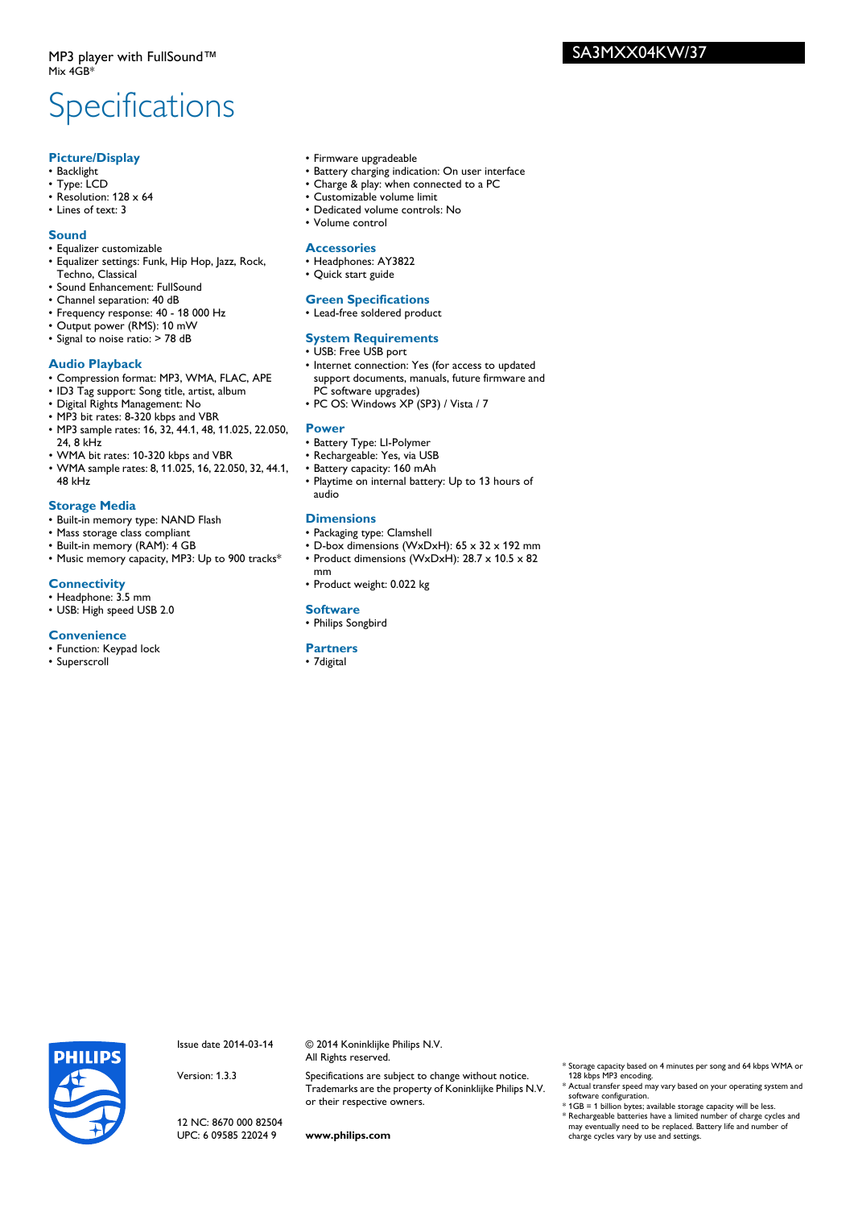MP3 player with FullSound™
Mix 4GB*

SA3MXX04KW/37

# Specifications

### Picture/Display
- Backlight
- Type: LCD
- Resolution: 128 x 64
- Lines of text: 3

### Sound
- Equalizer customizable
- Equalizer settings: Funk, Hip Hop, Jazz, Rock, Techno, Classical
- Sound Enhancement: FullSound
- Channel separation: 40 dB
- Frequency response: 40 - 18 000 Hz
- Output power (RMS): 10 mW
- Signal to noise ratio: > 78 dB

### Audio Playback
- Compression format: MP3, WMA, FLAC, APE
- ID3 Tag support: Song title, artist, album
- Digital Rights Management: No
- MP3 bit rates: 8-320 kbps and VBR
- MP3 sample rates: 16, 32, 44.1, 48, 11.025, 22.050, 24, 8 kHz
- WMA bit rates: 10-320 kbps and VBR
- WMA sample rates: 8, 11.025, 16, 22.050, 32, 44.1, 48 kHz

### Storage Media
- Built-in memory type: NAND Flash
- Mass storage class compliant
- Built-in memory (RAM): 4 GB
- Music memory capacity, MP3: Up to 900 tracks*

### Connectivity
- Headphone: 3.5 mm
- USB: High speed USB 2.0

### Convenience
- Function: Keypad lock
- Superscroll
- Firmware upgradeable
- Battery charging indication: On user interface
- Charge & play: when connected to a PC
- Customizable volume limit
- Dedicated volume controls: No
- Volume control

### Accessories
- Headphones: AY3822
- Quick start guide

### Green Specifications
- Lead-free soldered product

### System Requirements
- USB: Free USB port
- Internet connection: Yes (for access to updated support documents, manuals, future firmware and PC software upgrades)
- PC OS: Windows XP (SP3) / Vista / 7

### Power
- Battery Type: LI-Polymer
- Rechargeable: Yes, via USB
- Battery capacity: 160 mAh
- Playtime on internal battery: Up to 13 hours of audio

### Dimensions
- Packaging type: Clamshell
- D-box dimensions (WxDxH): 65 x 32 x 192 mm
- Product dimensions (WxDxH): 28.7 x 10.5 x 82 mm
- Product weight: 0.022 kg

### Software
- Philips Songbird

### Partners
- 7digital

Issue date 2014-03-14

Version: 1.3.3

12 NC: 8670 000 82504
UPC: 6 09585 22024 9

© 2014 Koninklijke Philips N.V.
All Rights reserved.

Specifications are subject to change without notice. Trademarks are the property of Koninklijke Philips N.V. or their respective owners.

**www.philips.com**

* Storage capacity based on 4 minutes per song and 64 kbps WMA or 128 kbps MP3 encoding.
* Actual transfer speed may vary based on your operating system and software configuration.
* 1GB = 1 billion bytes; available storage capacity will be less.
* Rechargeable batteries have a limited number of charge cycles and may eventually need to be replaced. Battery life and number of charge cycles vary by use and settings.